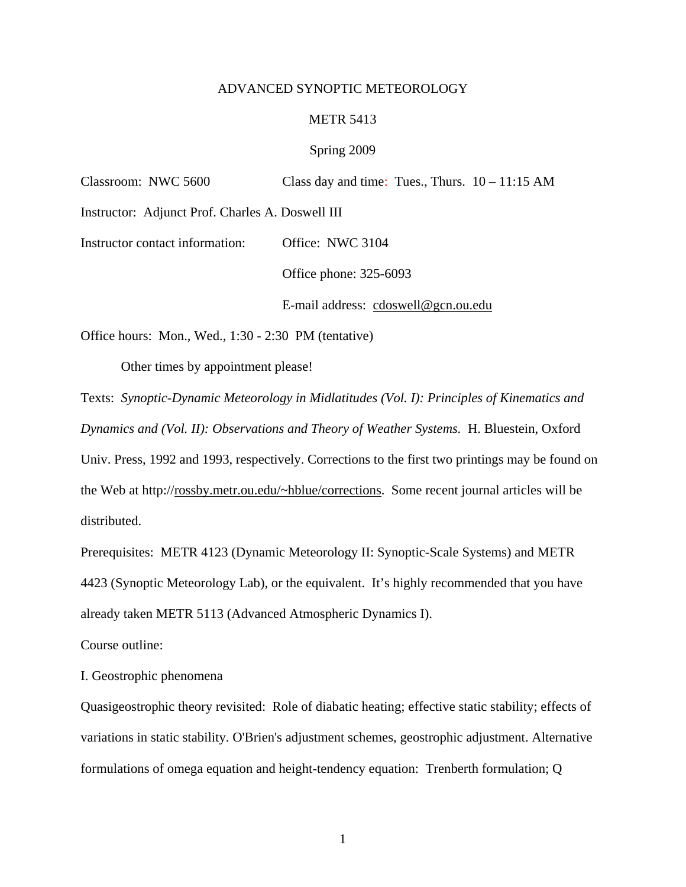# ADVANCED SYNOPTIC METEOROLOGY

## METR 5413

## Spring 2009

Classroom: NWC 5600 Class day and time: Tues., Thurs. 10 – 11:15 AM

Instructor: Adjunct Prof. Charles A. Doswell III

Instructor contact information: Office: NWC 3104

Office phone: 325-6093

E-mail address: cdoswell@gcn.ou.edu

Office hours: Mon., Wed., 1:30 - 2:30 PM (tentative)

Other times by appointment please!

Texts: *Synoptic-Dynamic Meteorology in Midlatitudes (Vol. I): Principles of Kinematics and Dynamics and (Vol. II): Observations and Theory of Weather Systems.* H. Bluestein, Oxford Univ. Press, 1992 and 1993, respectively. Corrections to the first two printings may be found on the Web at http://rossby.metr.ou.edu/~hblue/corrections. Some recent journal articles will be distributed.

Prerequisites: METR 4123 (Dynamic Meteorology II: Synoptic-Scale Systems) and METR 4423 (Synoptic Meteorology Lab), or the equivalent. It's highly recommended that you have already taken METR 5113 (Advanced Atmospheric Dynamics I).

Course outline:

I. Geostrophic phenomena

Quasigeostrophic theory revisited: Role of diabatic heating; effective static stability; effects of variations in static stability. O'Brien's adjustment schemes, geostrophic adjustment. Alternative formulations of omega equation and height-tendency equation: Trenberth formulation; Q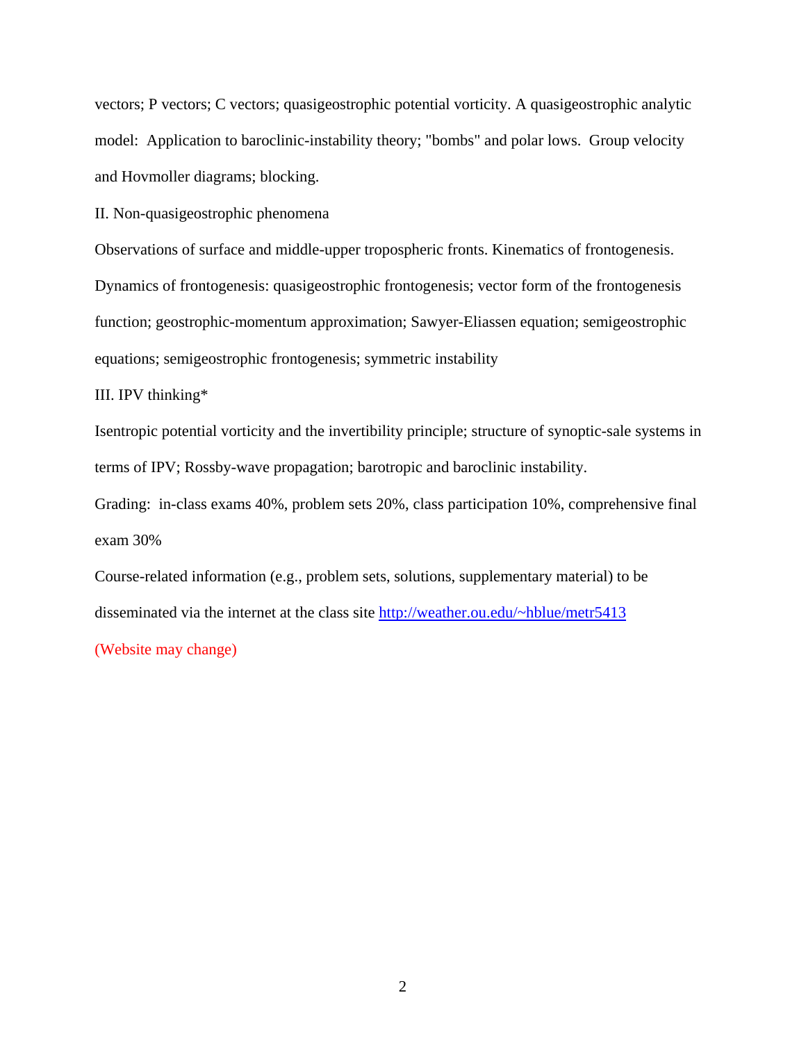vectors; P vectors; C vectors; quasigeostrophic potential vorticity. A quasigeostrophic analytic model: Application to baroclinic-instability theory; "bombs" and polar lows. Group velocity and Hovmoller diagrams; blocking.

II. Non-quasigeostrophic phenomena

Observations of surface and middle-upper tropospheric fronts. Kinematics of frontogenesis. Dynamics of frontogenesis: quasigeostrophic frontogenesis; vector form of the frontogenesis function; geostrophic-momentum approximation; Sawyer-Eliassen equation; semigeostrophic equations; semigeostrophic frontogenesis; symmetric instability

III. IPV thinking*

Isentropic potential vorticity and the invertibility principle; structure of synoptic-sale systems in terms of IPV; Rossby-wave propagation; barotropic and baroclinic instability.

Grading: in-class exams 40%, problem sets 20%, class participation 10%, comprehensive final exam 30%

Course-related information (e.g., problem sets, solutions, supplementary material) to be disseminated via the internet at the class site [http://weather.ou.edu/~hblue/metr5413](http://weather.ou.edu/~hblue/metr5413)

(Website may change)